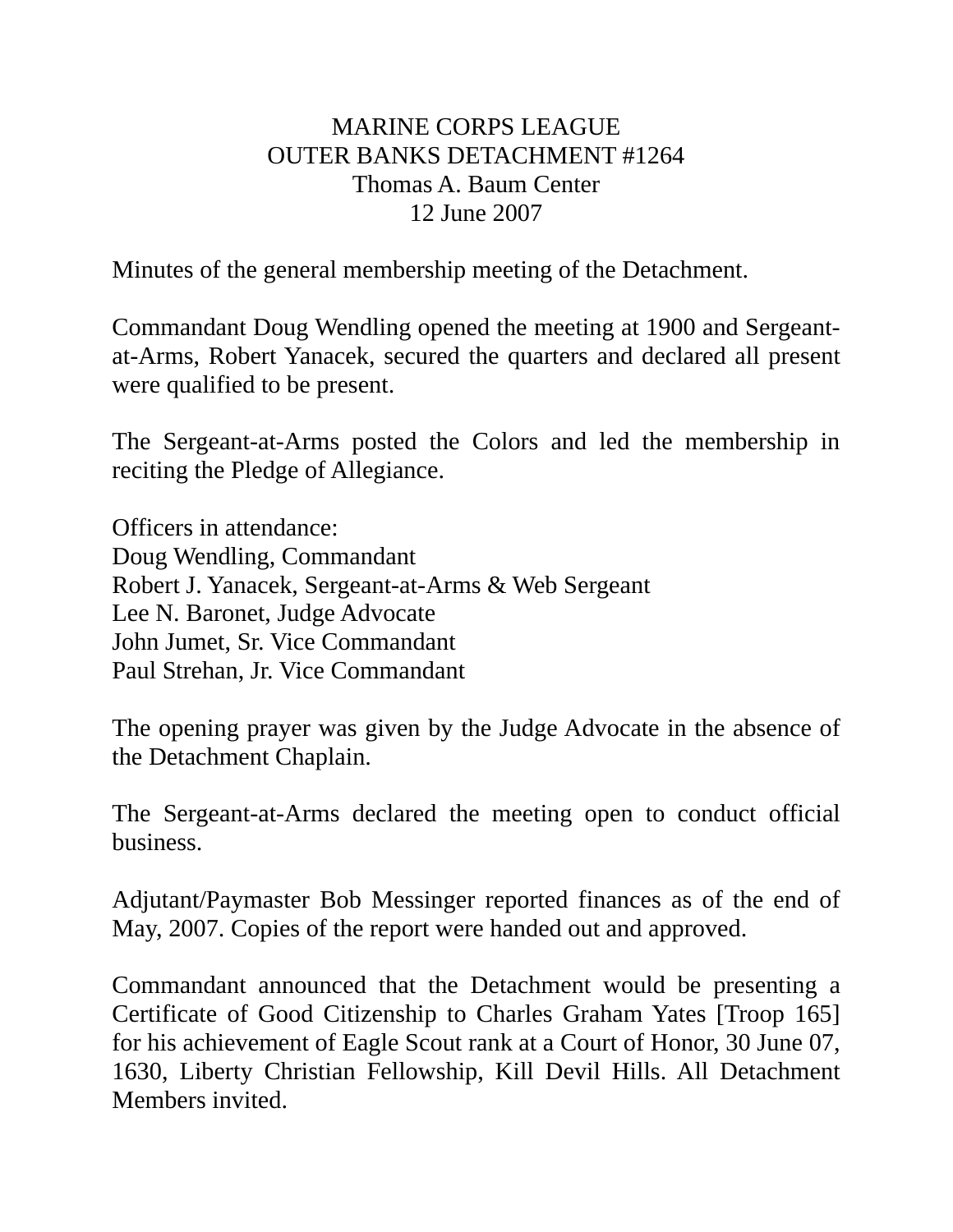MARINE CORPS LEAGUE
OUTER BANKS DETACHMENT #1264
Thomas A. Baum Center
12 June 2007

Minutes of the general membership meeting of the Detachment.

Commandant Doug Wendling opened the meeting at 1900 and Sergeant-at-Arms, Robert Yanacek, secured the quarters and declared all present were qualified to be present.

The Sergeant-at-Arms posted the Colors and led the membership in reciting the Pledge of Allegiance.

Officers in attendance:
Doug Wendling, Commandant
Robert J. Yanacek, Sergeant-at-Arms & Web Sergeant
Lee N. Baronet, Judge Advocate
John Jumet, Sr. Vice Commandant
Paul Strehan, Jr. Vice Commandant

The opening prayer was given by the Judge Advocate in the absence of the Detachment Chaplain.

The Sergeant-at-Arms declared the meeting open to conduct official business.

Adjutant/Paymaster Bob Messinger reported finances as of the end of May, 2007. Copies of the report were handed out and approved.

Commandant announced that the Detachment would be presenting a Certificate of Good Citizenship to Charles Graham Yates [Troop 165] for his achievement of Eagle Scout rank at a Court of Honor, 30 June 07, 1630, Liberty Christian Fellowship, Kill Devil Hills. All Detachment Members invited.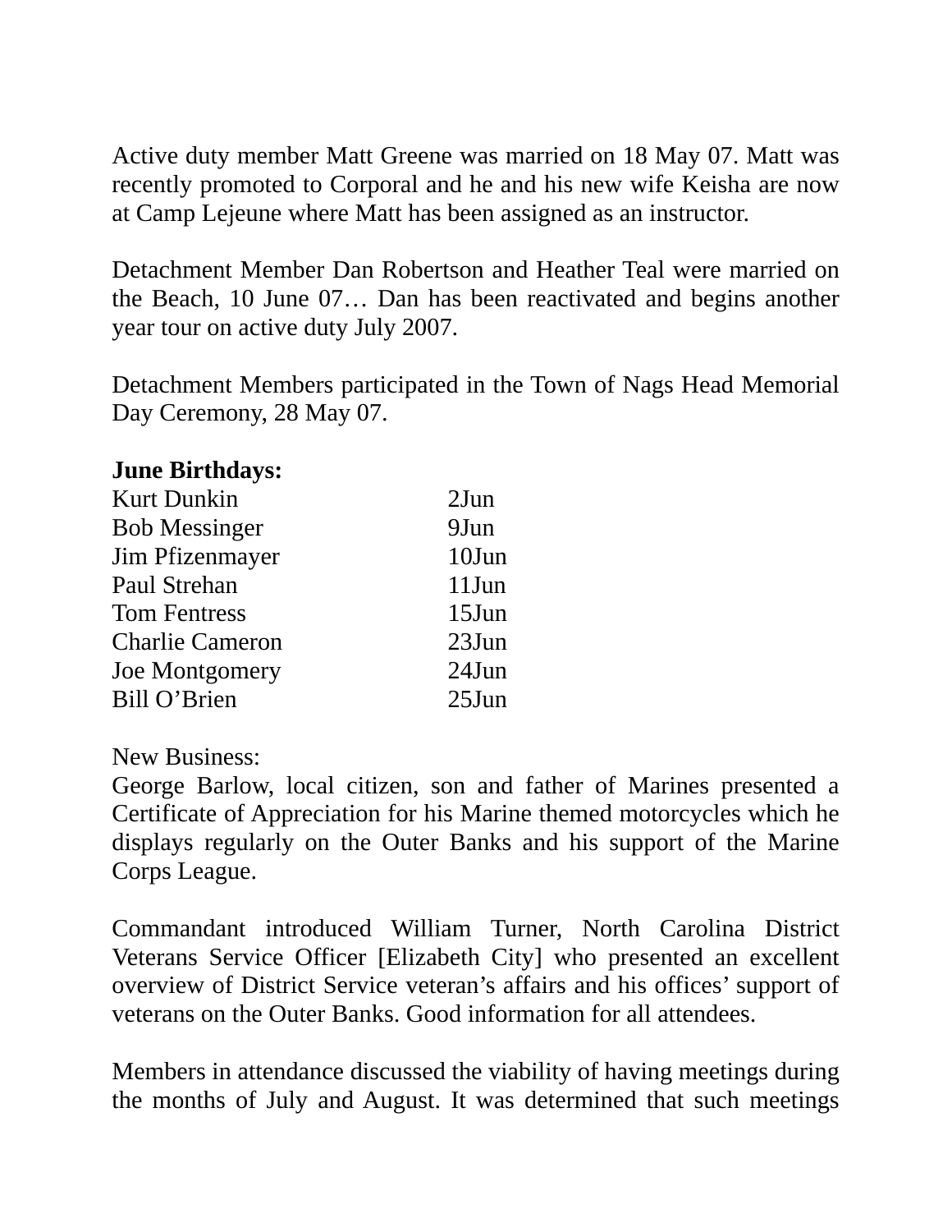Active duty member Matt Greene was married on 18 May 07. Matt was recently promoted to Corporal and he and his new wife Keisha are now at Camp Lejeune where Matt has been assigned as an instructor.

Detachment Member Dan Robertson and Heather Teal were married on the Beach, 10 June 07… Dan has been reactivated and begins another year tour on active duty July 2007.

Detachment Members participated in the Town of Nags Head Memorial Day Ceremony, 28 May 07.

**June Birthdays:**

| | |
|---|---|
| Kurt Dunkin | 2Jun |
| Bob Messinger | 9Jun |
| Jim Pfizenmayer | 10Jun |
| Paul Strehan | 11Jun |
| Tom Fentress | 15Jun |
| Charlie Cameron | 23Jun |
| Joe Montgomery | 24Jun |
| Bill O'Brien | 25Jun |

New Business:

George Barlow, local citizen, son and father of Marines presented a Certificate of Appreciation for his Marine themed motorcycles which he displays regularly on the Outer Banks and his support of the Marine Corps League.

Commandant introduced William Turner, North Carolina District Veterans Service Officer [Elizabeth City] who presented an excellent overview of District Service veteran's affairs and his offices' support of veterans on the Outer Banks. Good information for all attendees.

Members in attendance discussed the viability of having meetings during the months of July and August. It was determined that such meetings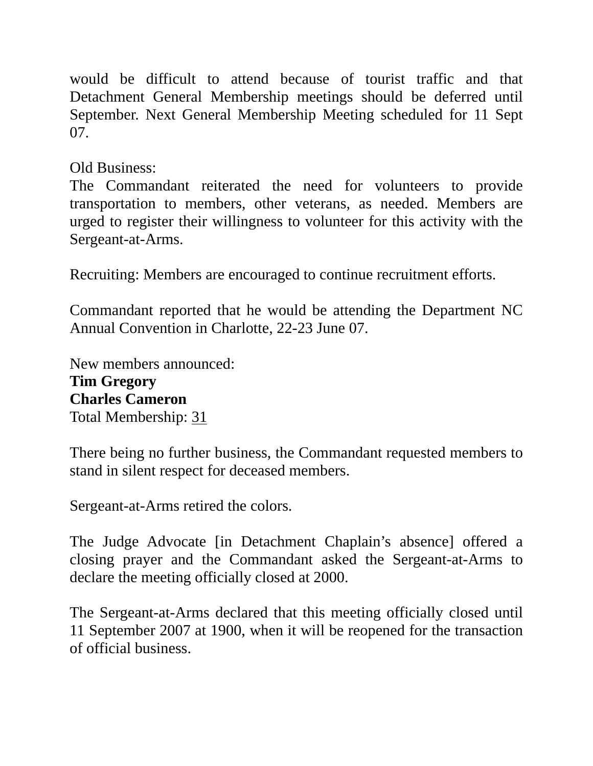would be difficult to attend because of tourist traffic and that Detachment General Membership meetings should be deferred until September. Next General Membership Meeting scheduled for 11 Sept 07.

Old Business:
The Commandant reiterated the need for volunteers to provide transportation to members, other veterans, as needed. Members are urged to register their willingness to volunteer for this activity with the Sergeant-at-Arms.

Recruiting: Members are encouraged to continue recruitment efforts.

Commandant reported that he would be attending the Department NC Annual Convention in Charlotte, 22-23 June 07.

New members announced:
**Tim Gregory**
**Charles Cameron**
Total Membership: 31

There being no further business, the Commandant requested members to stand in silent respect for deceased members.

Sergeant-at-Arms retired the colors.

The Judge Advocate [in Detachment Chaplain's absence] offered a closing prayer and the Commandant asked the Sergeant-at-Arms to declare the meeting officially closed at 2000.

The Sergeant-at-Arms declared that this meeting officially closed until 11 September 2007 at 1900, when it will be reopened for the transaction of official business.